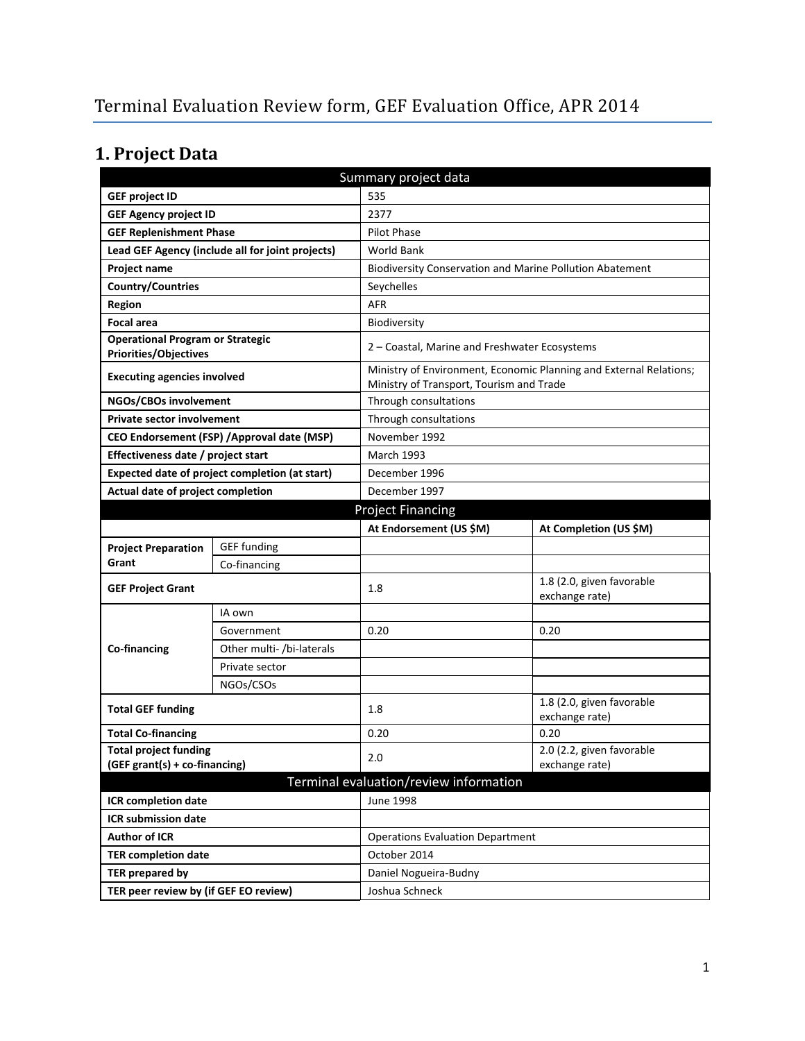# Terminal Evaluation Review form, GEF Evaluation Office, APR 2014

## 1. Project Data

| Summary project data | | | |
|---|---|---|---|
| **GEF project ID** | | 535 | |
| **GEF Agency project ID** | | 2377 | |
| **GEF Replenishment Phase** | | Pilot Phase | |
| **Lead GEF Agency (include all for joint projects)** | | World Bank | |
| **Project name** | | Biodiversity Conservation and Marine Pollution Abatement | |
| **Country/Countries** | | Seychelles | |
| **Region** | | AFR | |
| **Focal area** | | Biodiversity | |
| **Operational Program or Strategic Priorities/Objectives** | | 2 – Coastal, Marine and Freshwater Ecosystems | |
| **Executing agencies involved** | | Ministry of Environment, Economic Planning and External Relations; Ministry of Transport, Tourism and Trade | |
| **NGOs/CBOs involvement** | | Through consultations | |
| **Private sector involvement** | | Through consultations | |
| **CEO Endorsement (FSP) /Approval date (MSP)** | | November 1992 | |
| **Effectiveness date / project start** | | March 1993 | |
| **Expected date of project completion (at start)** | | December 1996 | |
| **Actual date of project completion** | | December 1997 | |
| **Project Financing** | | | |
| | | **At Endorsement (US $M)** | **At Completion (US $M)** |
| **Project Preparation Grant** | GEF funding | | |
| | Co-financing | | |
| **GEF Project Grant** | | 1.8 | 1.8 (2.0, given favorable exchange rate) |
| **Co-financing** | IA own | | |
| | Government | 0.20 | 0.20 |
| | Other multi- /bi-laterals | | |
| | Private sector | | |
| | NGOs/CSOs | | |
| **Total GEF funding** | | 1.8 | 1.8 (2.0, given favorable exchange rate) |
| **Total Co-financing** | | 0.20 | 0.20 |
| **Total project funding (GEF grant(s) + co-financing)** | | 2.0 | 2.0 (2.2, given favorable exchange rate) |
| **Terminal evaluation/review information** | | | |
| **ICR completion date** | | June 1998 | |
| **ICR submission date** | | | |
| **Author of ICR** | | Operations Evaluation Department | |
| **TER completion date** | | October 2014 | |
| **TER prepared by** | | Daniel Nogueira-Budny | |
| **TER peer review by (if GEF EO review)** | | Joshua Schneck | |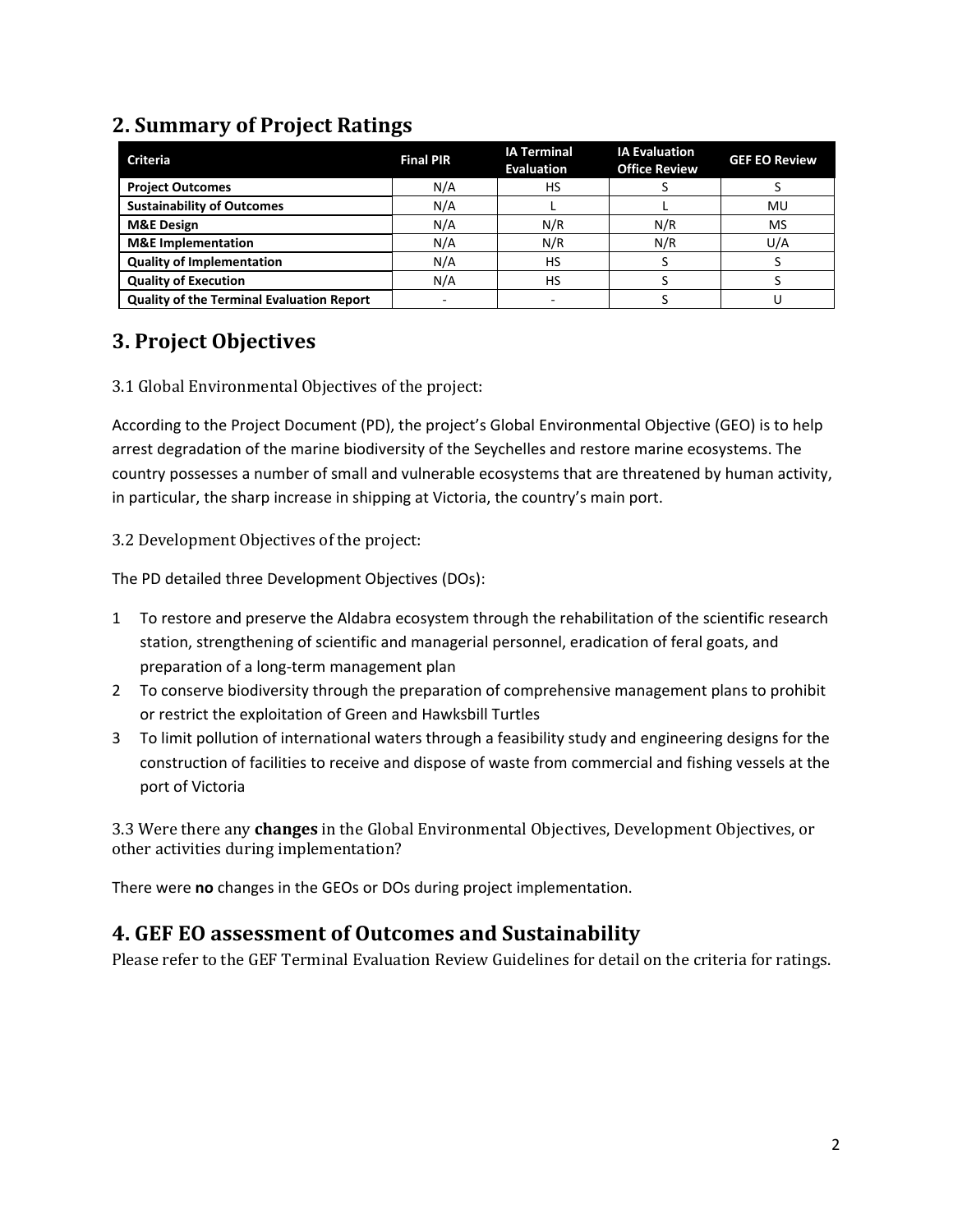## 2. Summary of Project Ratings

| Criteria | Final PIR | IA Terminal Evaluation | IA Evaluation Office Review | GEF EO Review |
|---|---|---|---|---|
| **Project Outcomes** | N/A | HS | S | S |
| **Sustainability of Outcomes** | N/A | L | L | MU |
| **M&E Design** | N/A | N/R | N/R | MS |
| **M&E Implementation** | N/A | N/R | N/R | U/A |
| **Quality of Implementation** | N/A | HS | S | S |
| **Quality of Execution** | N/A | HS | S | S |
| **Quality of the Terminal Evaluation Report** | - | - | S | U |

## 3. Project Objectives

3.1 Global Environmental Objectives of the project:

According to the Project Document (PD), the project's Global Environmental Objective (GEO) is to help arrest degradation of the marine biodiversity of the Seychelles and restore marine ecosystems. The country possesses a number of small and vulnerable ecosystems that are threatened by human activity, in particular, the sharp increase in shipping at Victoria, the country's main port.

3.2 Development Objectives of the project:

The PD detailed three Development Objectives (DOs):

1. To restore and preserve the Aldabra ecosystem through the rehabilitation of the scientific research station, strengthening of scientific and managerial personnel, eradication of feral goats, and preparation of a long-term management plan
2. To conserve biodiversity through the preparation of comprehensive management plans to prohibit or restrict the exploitation of Green and Hawksbill Turtles
3. To limit pollution of international waters through a feasibility study and engineering designs for the construction of facilities to receive and dispose of waste from commercial and fishing vessels at the port of Victoria

3.3 Were there any **changes** in the Global Environmental Objectives, Development Objectives, or other activities during implementation?

There were **no** changes in the GEOs or DOs during project implementation.

## 4. GEF EO assessment of Outcomes and Sustainability

Please refer to the GEF Terminal Evaluation Review Guidelines for detail on the criteria for ratings.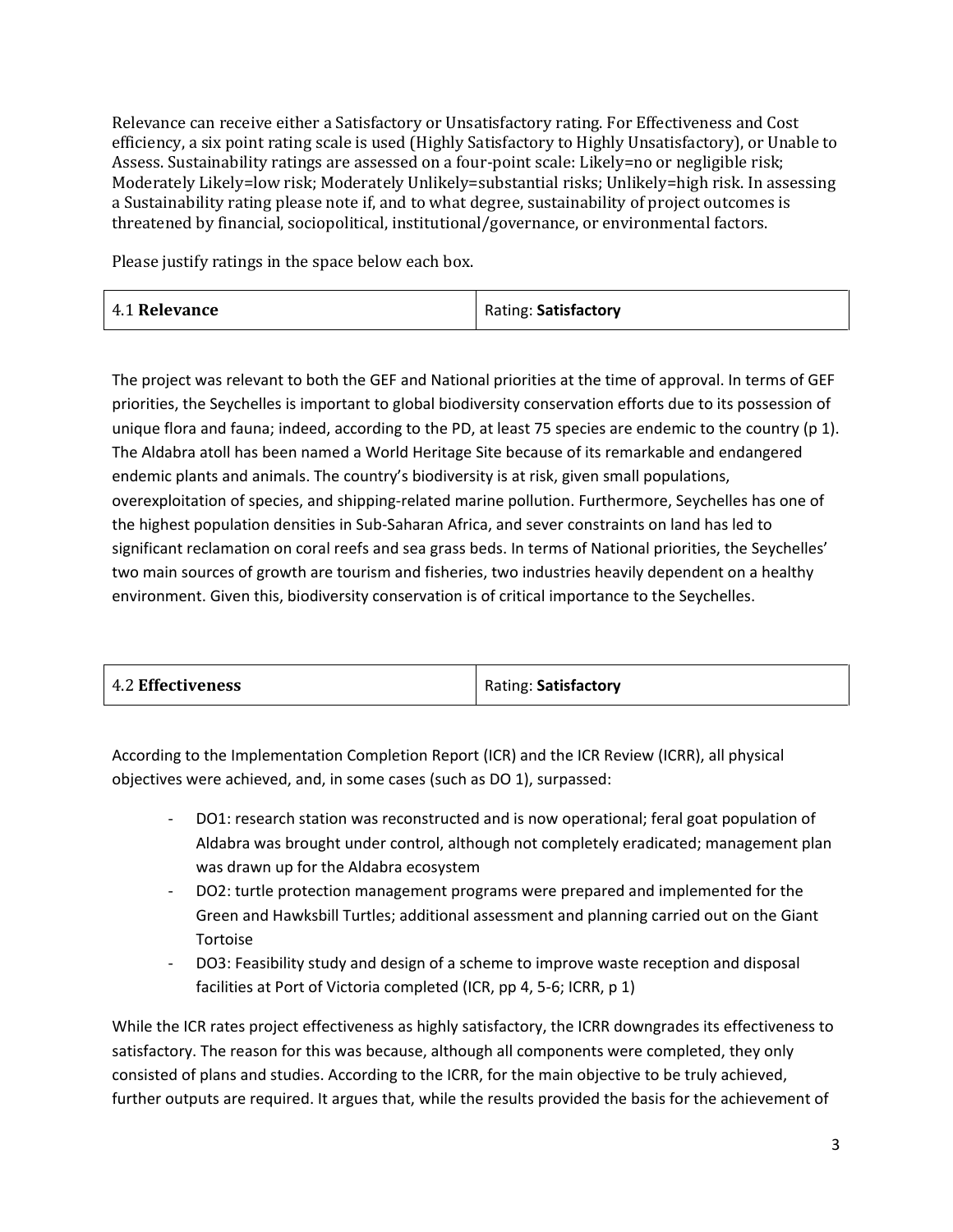Relevance can receive either a Satisfactory or Unsatisfactory rating. For Effectiveness and Cost efficiency, a six point rating scale is used (Highly Satisfactory to Highly Unsatisfactory), or Unable to Assess. Sustainability ratings are assessed on a four-point scale: Likely=no or negligible risk; Moderately Likely=low risk; Moderately Unlikely=substantial risks; Unlikely=high risk. In assessing a Sustainability rating please note if, and to what degree, sustainability of project outcomes is threatened by financial, sociopolitical, institutional/governance, or environmental factors.

Please justify ratings in the space below each box.

| 4.1 **Relevance** | Rating: **Satisfactory** |
|---|---|

The project was relevant to both the GEF and National priorities at the time of approval. In terms of GEF priorities, the Seychelles is important to global biodiversity conservation efforts due to its possession of unique flora and fauna; indeed, according to the PD, at least 75 species are endemic to the country (p 1). The Aldabra atoll has been named a World Heritage Site because of its remarkable and endangered endemic plants and animals. The country's biodiversity is at risk, given small populations, overexploitation of species, and shipping-related marine pollution. Furthermore, Seychelles has one of the highest population densities in Sub-Saharan Africa, and sever constraints on land has led to significant reclamation on coral reefs and sea grass beds. In terms of National priorities, the Seychelles' two main sources of growth are tourism and fisheries, two industries heavily dependent on a healthy environment. Given this, biodiversity conservation is of critical importance to the Seychelles.

| 4.2 **Effectiveness** | Rating: **Satisfactory** |
|---|---|

According to the Implementation Completion Report (ICR) and the ICR Review (ICRR), all physical objectives were achieved, and, in some cases (such as DO 1), surpassed:

- DO1: research station was reconstructed and is now operational; feral goat population of Aldabra was brought under control, although not completely eradicated; management plan was drawn up for the Aldabra ecosystem
- DO2: turtle protection management programs were prepared and implemented for the Green and Hawksbill Turtles; additional assessment and planning carried out on the Giant Tortoise
- DO3: Feasibility study and design of a scheme to improve waste reception and disposal facilities at Port of Victoria completed (ICR, pp 4, 5-6; ICRR, p 1)

While the ICR rates project effectiveness as highly satisfactory, the ICRR downgrades its effectiveness to satisfactory. The reason for this was because, although all components were completed, they only consisted of plans and studies. According to the ICRR, for the main objective to be truly achieved, further outputs are required. It argues that, while the results provided the basis for the achievement of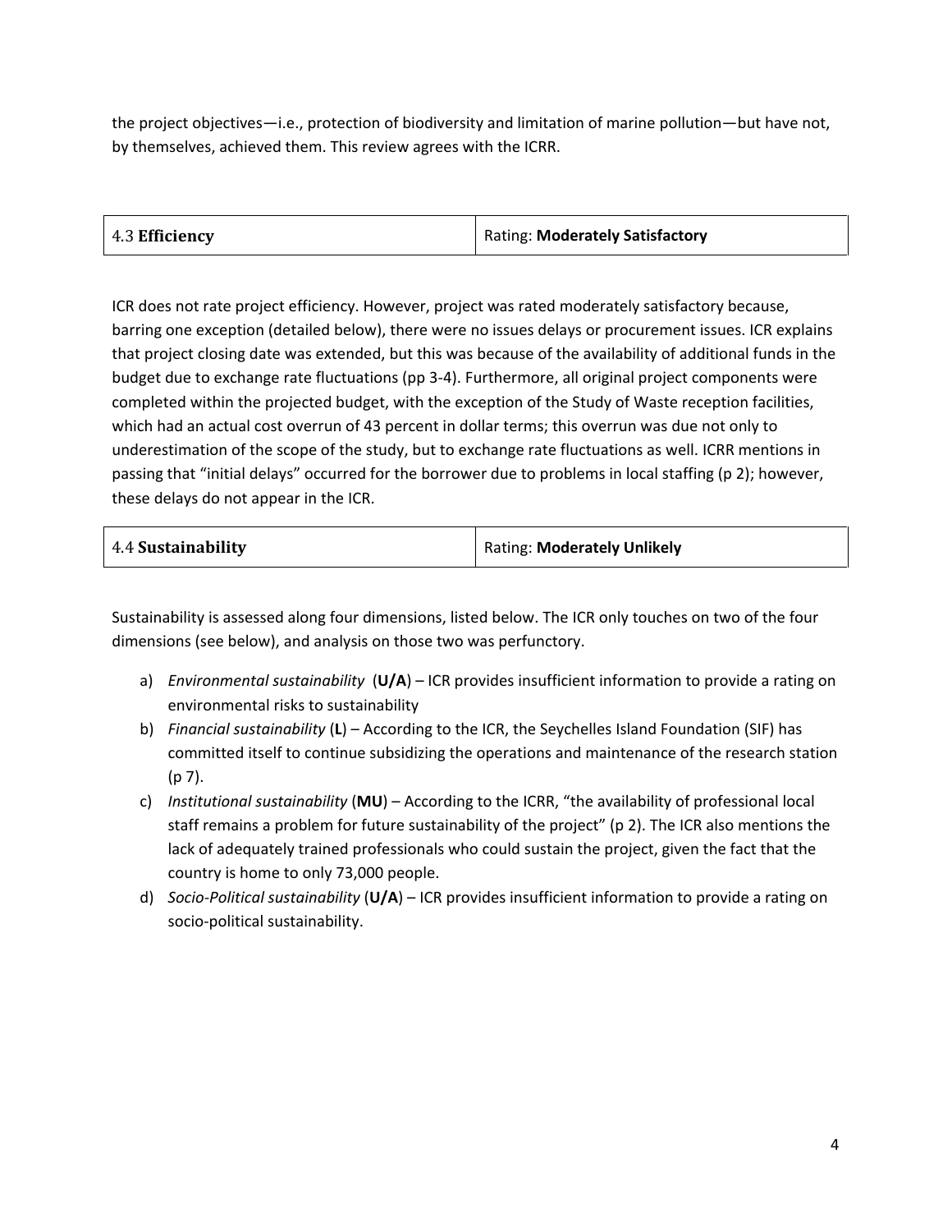the project objectives—i.e., protection of biodiversity and limitation of marine pollution—but have not, by themselves, achieved them. This review agrees with the ICRR.

| 4.3 **Efficiency** | Rating: **Moderately Satisfactory** |
|---|---|

ICR does not rate project efficiency. However, project was rated moderately satisfactory because, barring one exception (detailed below), there were no issues delays or procurement issues. ICR explains that project closing date was extended, but this was because of the availability of additional funds in the budget due to exchange rate fluctuations (pp 3-4). Furthermore, all original project components were completed within the projected budget, with the exception of the Study of Waste reception facilities, which had an actual cost overrun of 43 percent in dollar terms; this overrun was due not only to underestimation of the scope of the study, but to exchange rate fluctuations as well. ICRR mentions in passing that "initial delays" occurred for the borrower due to problems in local staffing (p 2); however, these delays do not appear in the ICR.

| 4.4 **Sustainability** | Rating: **Moderately Unlikely** |
|---|---|

Sustainability is assessed along four dimensions, listed below. The ICR only touches on two of the four dimensions (see below), and analysis on those two was perfunctory.

a) *Environmental sustainability* (**U/A**) – ICR provides insufficient information to provide a rating on environmental risks to sustainability
b) *Financial sustainability* (**L**) – According to the ICR, the Seychelles Island Foundation (SIF) has committed itself to continue subsidizing the operations and maintenance of the research station (p 7).
c) *Institutional sustainability* (**MU**) – According to the ICRR, "the availability of professional local staff remains a problem for future sustainability of the project" (p 2). The ICR also mentions the lack of adequately trained professionals who could sustain the project, given the fact that the country is home to only 73,000 people.
d) *Socio-Political sustainability* (**U/A**) – ICR provides insufficient information to provide a rating on socio-political sustainability.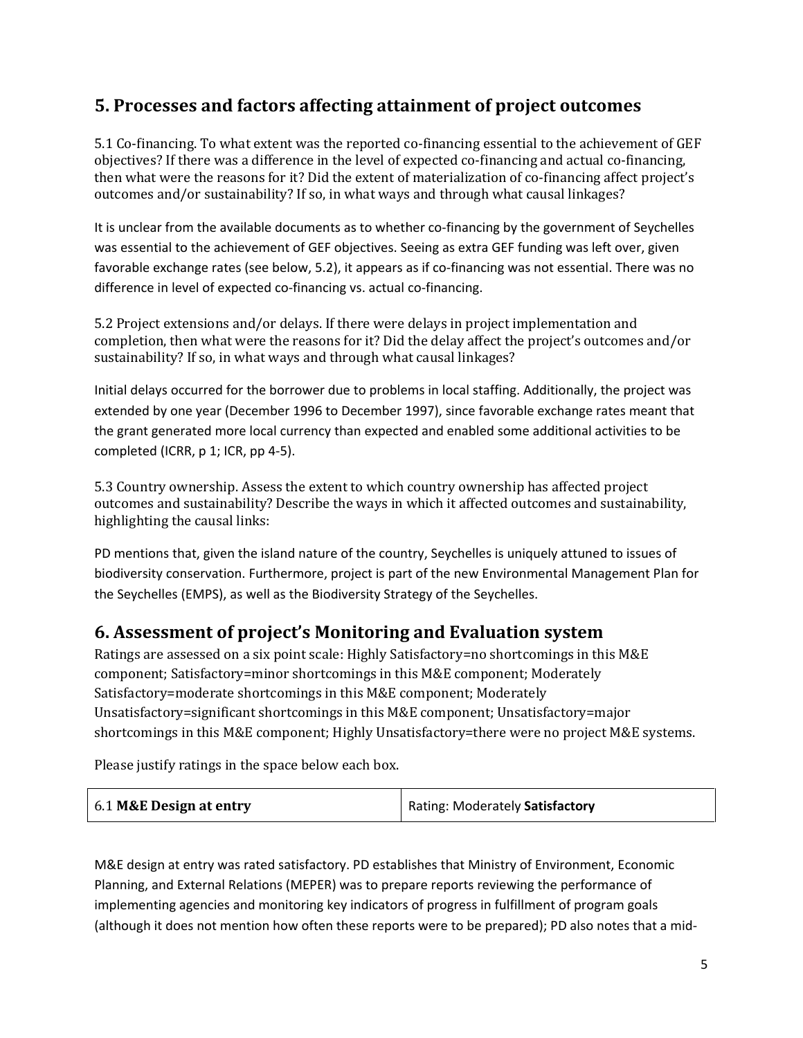## 5. Processes and factors affecting attainment of project outcomes

5.1 Co-financing. To what extent was the reported co-financing essential to the achievement of GEF objectives? If there was a difference in the level of expected co-financing and actual co-financing, then what were the reasons for it? Did the extent of materialization of co-financing affect project's outcomes and/or sustainability? If so, in what ways and through what causal linkages?

It is unclear from the available documents as to whether co-financing by the government of Seychelles was essential to the achievement of GEF objectives. Seeing as extra GEF funding was left over, given favorable exchange rates (see below, 5.2), it appears as if co-financing was not essential. There was no difference in level of expected co-financing vs. actual co-financing.

5.2 Project extensions and/or delays. If there were delays in project implementation and completion, then what were the reasons for it? Did the delay affect the project's outcomes and/or sustainability? If so, in what ways and through what causal linkages?

Initial delays occurred for the borrower due to problems in local staffing. Additionally, the project was extended by one year (December 1996 to December 1997), since favorable exchange rates meant that the grant generated more local currency than expected and enabled some additional activities to be completed (ICRR, p 1; ICR, pp 4-5).

5.3 Country ownership. Assess the extent to which country ownership has affected project outcomes and sustainability? Describe the ways in which it affected outcomes and sustainability, highlighting the causal links:

PD mentions that, given the island nature of the country, Seychelles is uniquely attuned to issues of biodiversity conservation. Furthermore, project is part of the new Environmental Management Plan for the Seychelles (EMPS), as well as the Biodiversity Strategy of the Seychelles.

## 6. Assessment of project's Monitoring and Evaluation system

Ratings are assessed on a six point scale: Highly Satisfactory=no shortcomings in this M&E component; Satisfactory=minor shortcomings in this M&E component; Moderately Satisfactory=moderate shortcomings in this M&E component; Moderately Unsatisfactory=significant shortcomings in this M&E component; Unsatisfactory=major shortcomings in this M&E component; Highly Unsatisfactory=there were no project M&E systems.

Please justify ratings in the space below each box.

| | |
|---|---|
| 6.1 **M&E Design at entry** | Rating: Moderately **Satisfactory** |

M&E design at entry was rated satisfactory. PD establishes that Ministry of Environment, Economic Planning, and External Relations (MEPER) was to prepare reports reviewing the performance of implementing agencies and monitoring key indicators of progress in fulfillment of program goals (although it does not mention how often these reports were to be prepared); PD also notes that a mid-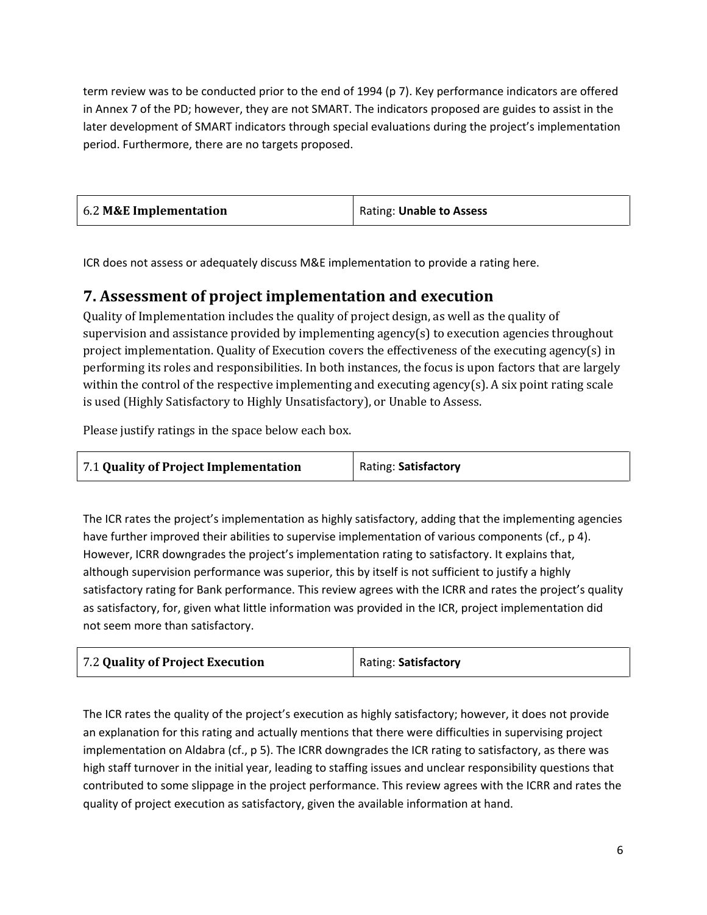term review was to be conducted prior to the end of 1994 (p 7). Key performance indicators are offered in Annex 7 of the PD; however, they are not SMART. The indicators proposed are guides to assist in the later development of SMART indicators through special evaluations during the project's implementation period. Furthermore, there are no targets proposed.

| 6.2 **M&E Implementation** | Rating: **Unable to Assess** |
|---|---|

ICR does not assess or adequately discuss M&E implementation to provide a rating here.

## 7. Assessment of project implementation and execution

Quality of Implementation includes the quality of project design, as well as the quality of supervision and assistance provided by implementing agency(s) to execution agencies throughout project implementation. Quality of Execution covers the effectiveness of the executing agency(s) in performing its roles and responsibilities. In both instances, the focus is upon factors that are largely within the control of the respective implementing and executing agency(s). A six point rating scale is used (Highly Satisfactory to Highly Unsatisfactory), or Unable to Assess.

Please justify ratings in the space below each box.

| 7.1 **Quality of Project Implementation** | Rating: **Satisfactory** |
|---|---|

The ICR rates the project's implementation as highly satisfactory, adding that the implementing agencies have further improved their abilities to supervise implementation of various components (cf., p 4). However, ICRR downgrades the project's implementation rating to satisfactory. It explains that, although supervision performance was superior, this by itself is not sufficient to justify a highly satisfactory rating for Bank performance. This review agrees with the ICRR and rates the project's quality as satisfactory, for, given what little information was provided in the ICR, project implementation did not seem more than satisfactory.

| 7.2 **Quality of Project Execution** | Rating: **Satisfactory** |
|---|---|

The ICR rates the quality of the project's execution as highly satisfactory; however, it does not provide an explanation for this rating and actually mentions that there were difficulties in supervising project implementation on Aldabra (cf., p 5). The ICRR downgrades the ICR rating to satisfactory, as there was high staff turnover in the initial year, leading to staffing issues and unclear responsibility questions that contributed to some slippage in the project performance. This review agrees with the ICRR and rates the quality of project execution as satisfactory, given the available information at hand.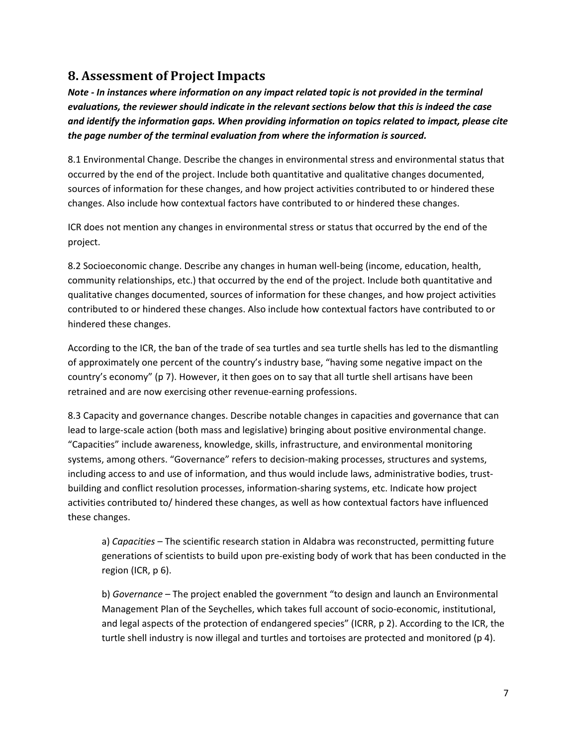## 8. Assessment of Project Impacts

***Note - In instances where information on any impact related topic is not provided in the terminal evaluations, the reviewer should indicate in the relevant sections below that this is indeed the case and identify the information gaps. When providing information on topics related to impact, please cite the page number of the terminal evaluation from where the information is sourced.***

8.1 Environmental Change. Describe the changes in environmental stress and environmental status that occurred by the end of the project. Include both quantitative and qualitative changes documented, sources of information for these changes, and how project activities contributed to or hindered these changes. Also include how contextual factors have contributed to or hindered these changes.

ICR does not mention any changes in environmental stress or status that occurred by the end of the project.

8.2 Socioeconomic change. Describe any changes in human well-being (income, education, health, community relationships, etc.) that occurred by the end of the project. Include both quantitative and qualitative changes documented, sources of information for these changes, and how project activities contributed to or hindered these changes. Also include how contextual factors have contributed to or hindered these changes.

According to the ICR, the ban of the trade of sea turtles and sea turtle shells has led to the dismantling of approximately one percent of the country's industry base, "having some negative impact on the country's economy" (p 7). However, it then goes on to say that all turtle shell artisans have been retrained and are now exercising other revenue-earning professions.

8.3 Capacity and governance changes. Describe notable changes in capacities and governance that can lead to large-scale action (both mass and legislative) bringing about positive environmental change. "Capacities" include awareness, knowledge, skills, infrastructure, and environmental monitoring systems, among others. "Governance" refers to decision-making processes, structures and systems, including access to and use of information, and thus would include laws, administrative bodies, trust-building and conflict resolution processes, information-sharing systems, etc. Indicate how project activities contributed to/ hindered these changes, as well as how contextual factors have influenced these changes.

a) *Capacities* – The scientific research station in Aldabra was reconstructed, permitting future generations of scientists to build upon pre-existing body of work that has been conducted in the region (ICR, p 6).

b) *Governance* – The project enabled the government "to design and launch an Environmental Management Plan of the Seychelles, which takes full account of socio-economic, institutional, and legal aspects of the protection of endangered species" (ICRR, p 2). According to the ICR, the turtle shell industry is now illegal and turtles and tortoises are protected and monitored (p 4).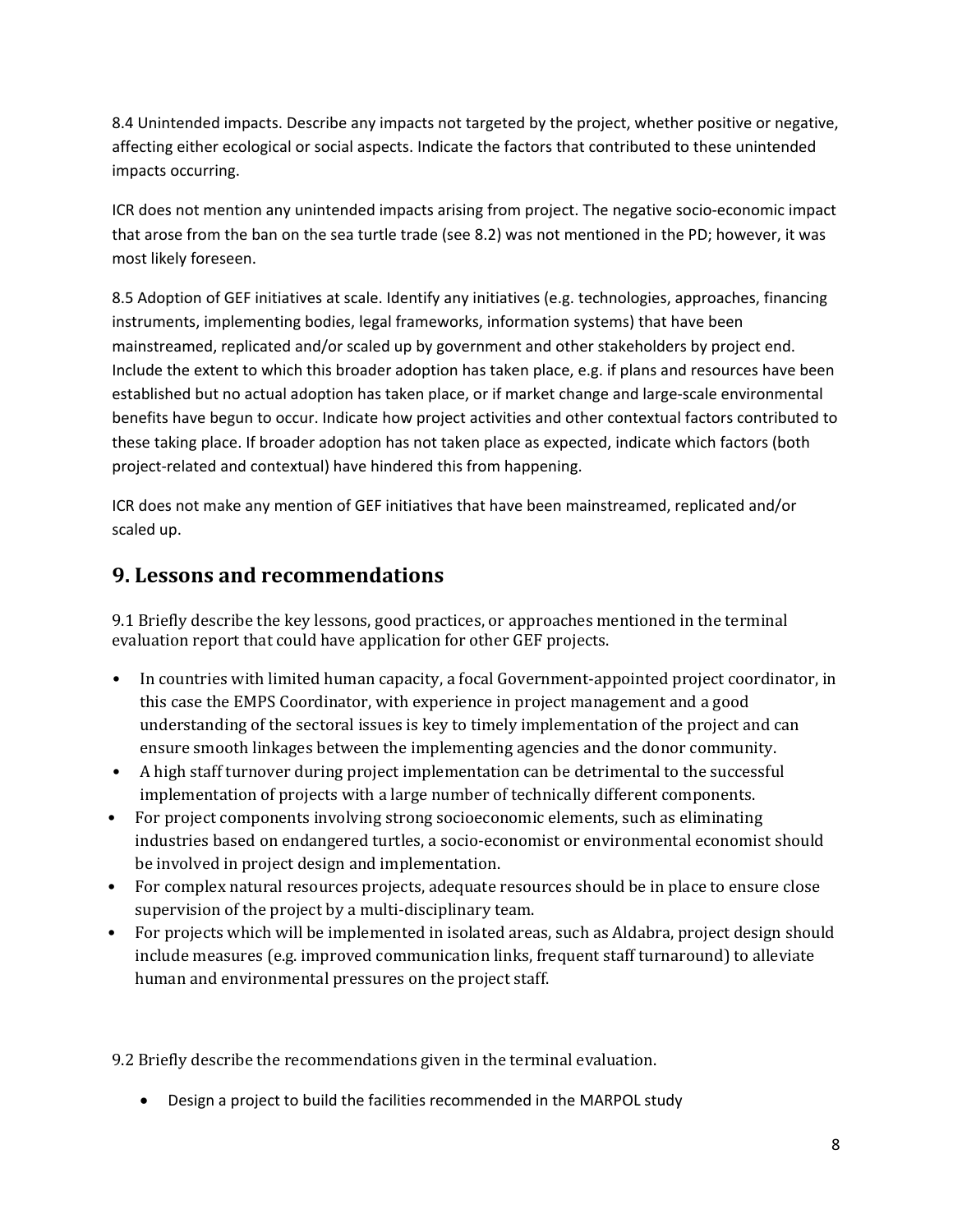8.4 Unintended impacts. Describe any impacts not targeted by the project, whether positive or negative, affecting either ecological or social aspects. Indicate the factors that contributed to these unintended impacts occurring.

ICR does not mention any unintended impacts arising from project. The negative socio-economic impact that arose from the ban on the sea turtle trade (see 8.2) was not mentioned in the PD; however, it was most likely foreseen.

8.5 Adoption of GEF initiatives at scale. Identify any initiatives (e.g. technologies, approaches, financing instruments, implementing bodies, legal frameworks, information systems) that have been mainstreamed, replicated and/or scaled up by government and other stakeholders by project end. Include the extent to which this broader adoption has taken place, e.g. if plans and resources have been established but no actual adoption has taken place, or if market change and large-scale environmental benefits have begun to occur. Indicate how project activities and other contextual factors contributed to these taking place. If broader adoption has not taken place as expected, indicate which factors (both project-related and contextual) have hindered this from happening.

ICR does not make any mention of GEF initiatives that have been mainstreamed, replicated and/or scaled up.

## 9. Lessons and recommendations

9.1 Briefly describe the key lessons, good practices, or approaches mentioned in the terminal evaluation report that could have application for other GEF projects.

- In countries with limited human capacity, a focal Government-appointed project coordinator, in this case the EMPS Coordinator, with experience in project management and a good understanding of the sectoral issues is key to timely implementation of the project and can ensure smooth linkages between the implementing agencies and the donor community.
- A high staff turnover during project implementation can be detrimental to the successful implementation of projects with a large number of technically different components.
- For project components involving strong socioeconomic elements, such as eliminating industries based on endangered turtles, a socio-economist or environmental economist should be involved in project design and implementation.
- For complex natural resources projects, adequate resources should be in place to ensure close supervision of the project by a multi-disciplinary team.
- For projects which will be implemented in isolated areas, such as Aldabra, project design should include measures (e.g. improved communication links, frequent staff turnaround) to alleviate human and environmental pressures on the project staff.

9.2 Briefly describe the recommendations given in the terminal evaluation.

- Design a project to build the facilities recommended in the MARPOL study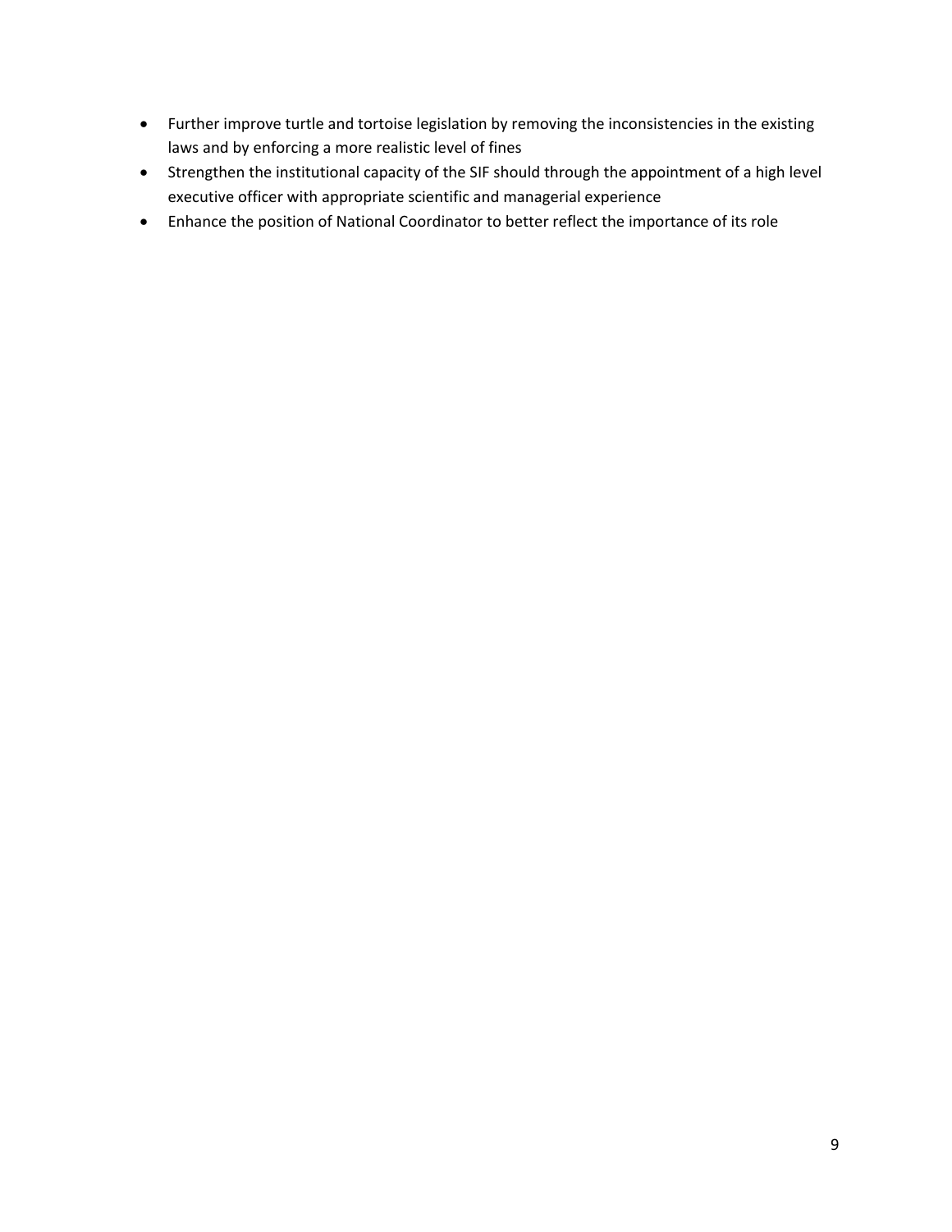- Further improve turtle and tortoise legislation by removing the inconsistencies in the existing laws and by enforcing a more realistic level of fines
- Strengthen the institutional capacity of the SIF should through the appointment of a high level executive officer with appropriate scientific and managerial experience
- Enhance the position of National Coordinator to better reflect the importance of its role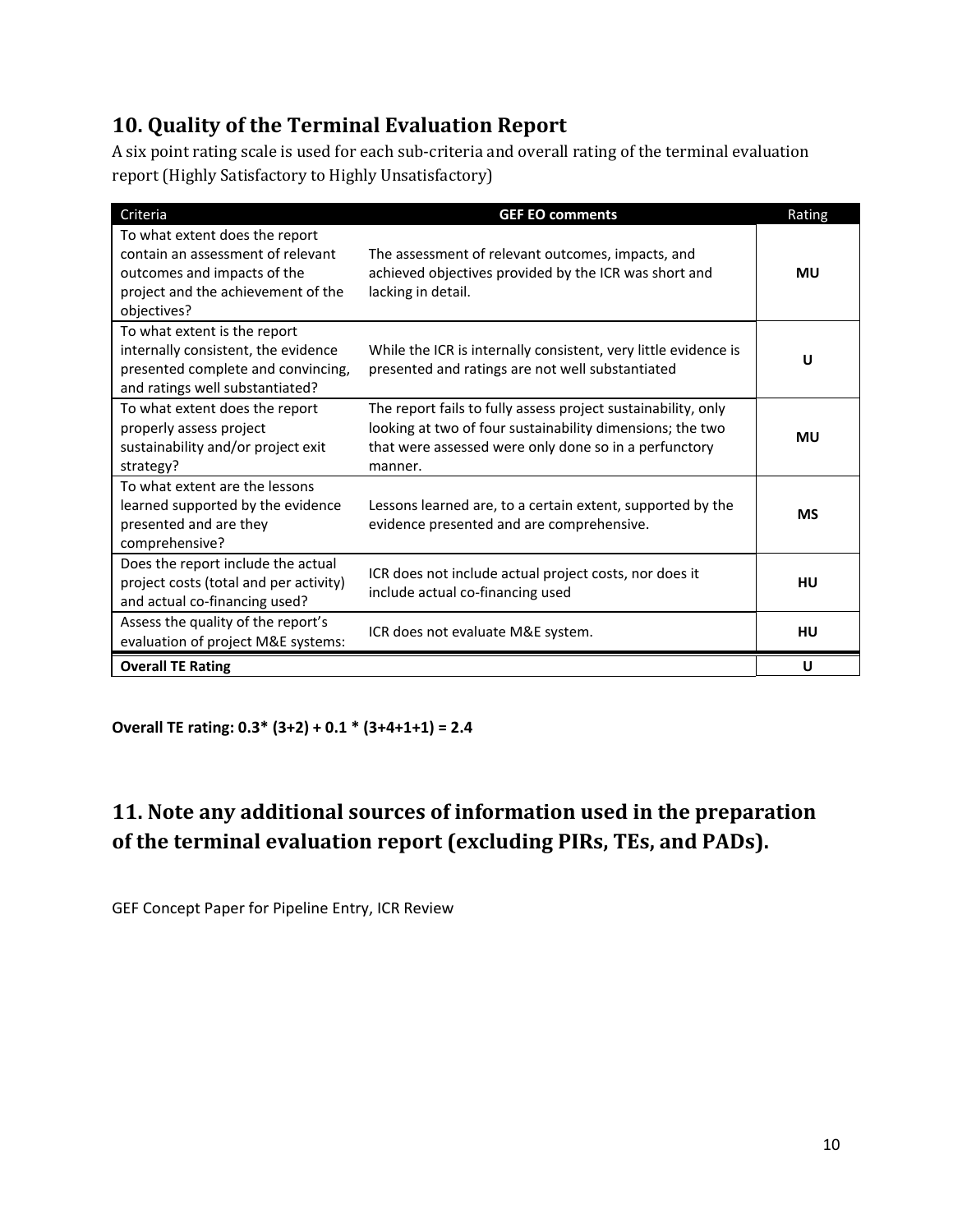## 10. Quality of the Terminal Evaluation Report

A six point rating scale is used for each sub-criteria and overall rating of the terminal evaluation report (Highly Satisfactory to Highly Unsatisfactory)

| Criteria | GEF EO comments | Rating |
|---|---|---|
| To what extent does the report contain an assessment of relevant outcomes and impacts of the project and the achievement of the objectives? | The assessment of relevant outcomes, impacts, and achieved objectives provided by the ICR was short and lacking in detail. | **MU** |
| To what extent is the report internally consistent, the evidence presented complete and convincing, and ratings well substantiated? | While the ICR is internally consistent, very little evidence is presented and ratings are not well substantiated | **U** |
| To what extent does the report properly assess project sustainability and/or project exit strategy? | The report fails to fully assess project sustainability, only looking at two of four sustainability dimensions; the two that were assessed were only done so in a perfunctory manner. | **MU** |
| To what extent are the lessons learned supported by the evidence presented and are they comprehensive? | Lessons learned are, to a certain extent, supported by the evidence presented and are comprehensive. | **MS** |
| Does the report include the actual project costs (total and per activity) and actual co-financing used? | ICR does not include actual project costs, nor does it include actual co-financing used | **HU** |
| Assess the quality of the report's evaluation of project M&E systems: | ICR does not evaluate M&E system. | **HU** |
| **Overall TE Rating** | | **U** |

**Overall TE rating: 0.3* (3+2) + 0.1 * (3+4+1+1) = 2.4**

## 11. Note any additional sources of information used in the preparation of the terminal evaluation report (excluding PIRs, TEs, and PADs).

GEF Concept Paper for Pipeline Entry, ICR Review